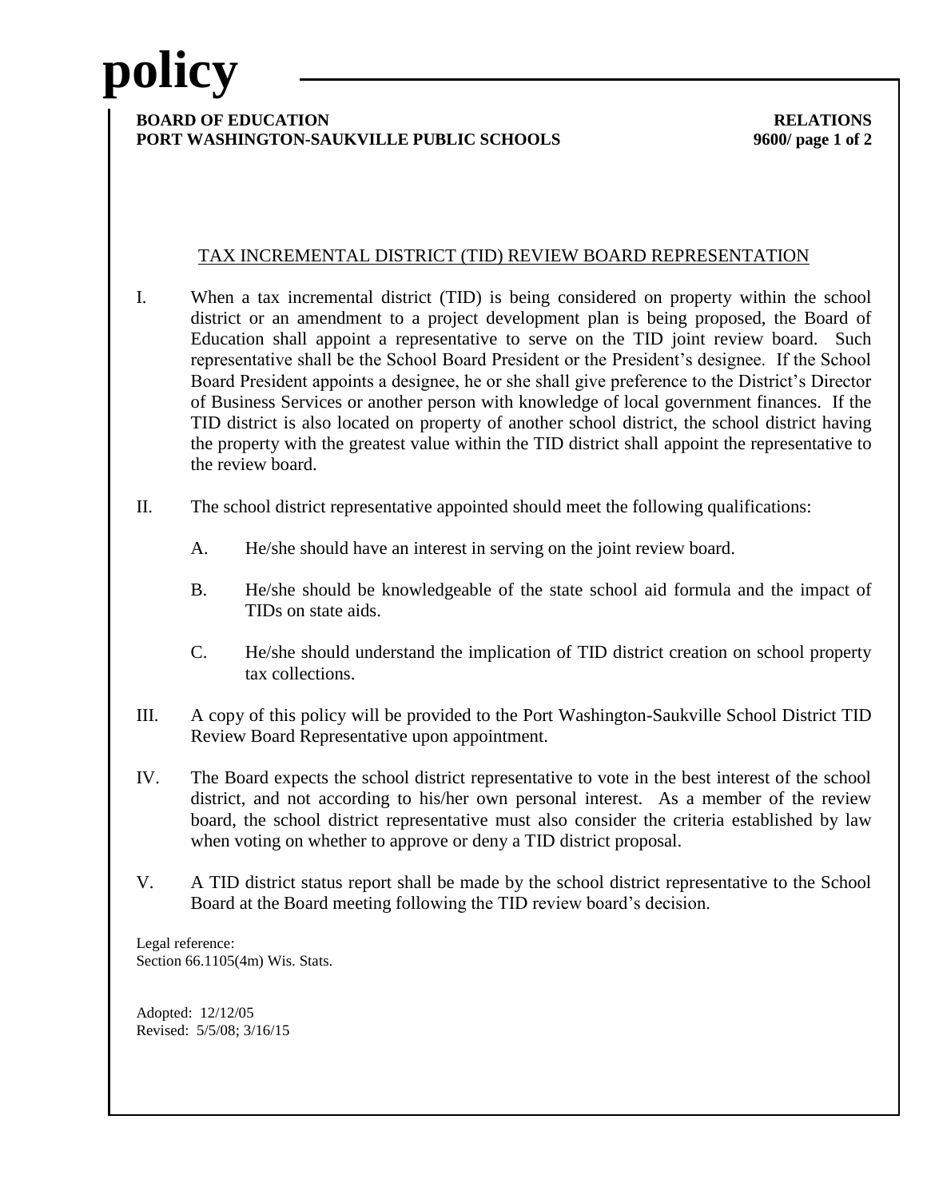# policy

**BOARD OF EDUCATION** **RELATIONS**
**PORT WASHINGTON-SAUKVILLE PUBLIC SCHOOLS** **9600**

## TAX INCREMENTAL DISTRICT (TID) REVIEW BOARD REPRESENTATION

I. When a tax incremental district (TID) is being considered on property within the school district or an amendment to a project development plan is being proposed, the Board of Education shall appoint a representative to serve on the TID joint review board. Such representative shall be the School Board President or the President's designee. If the School Board President appoints a designee, he or she shall give preference to the District's Director of Business Services or another person with knowledge of local government finances. If the TID district is also located on property of another school district, the school district having the property with the greatest value within the TID district shall appoint the representative to the review board.

II. The school district representative appointed should meet the following qualifications:

   A. He/she should have an interest in serving on the joint review board.

   B. He/she should be knowledgeable of the state school aid formula and the impact of TIDs on state aids.

   C. He/she should understand the implication of TID district creation on school property tax collections.

III. A copy of this policy will be provided to the Port Washington-Saukville School District TID Review Board Representative upon appointment.

IV. The Board expects the school district representative to vote in the best interest of the school district, and not according to his/her own personal interest. As a member of the review board, the school district representative must also consider the criteria established by law when voting on whether to approve or deny a TID district proposal.

V. A TID district status report shall be made by the school district representative to the School Board at the Board meeting following the TID review board's decision.

Legal reference:
Section 66.1105(4m) Wis. Stats.

Adopted: 12/12/05
Revised: 5/5/08; 3/16/15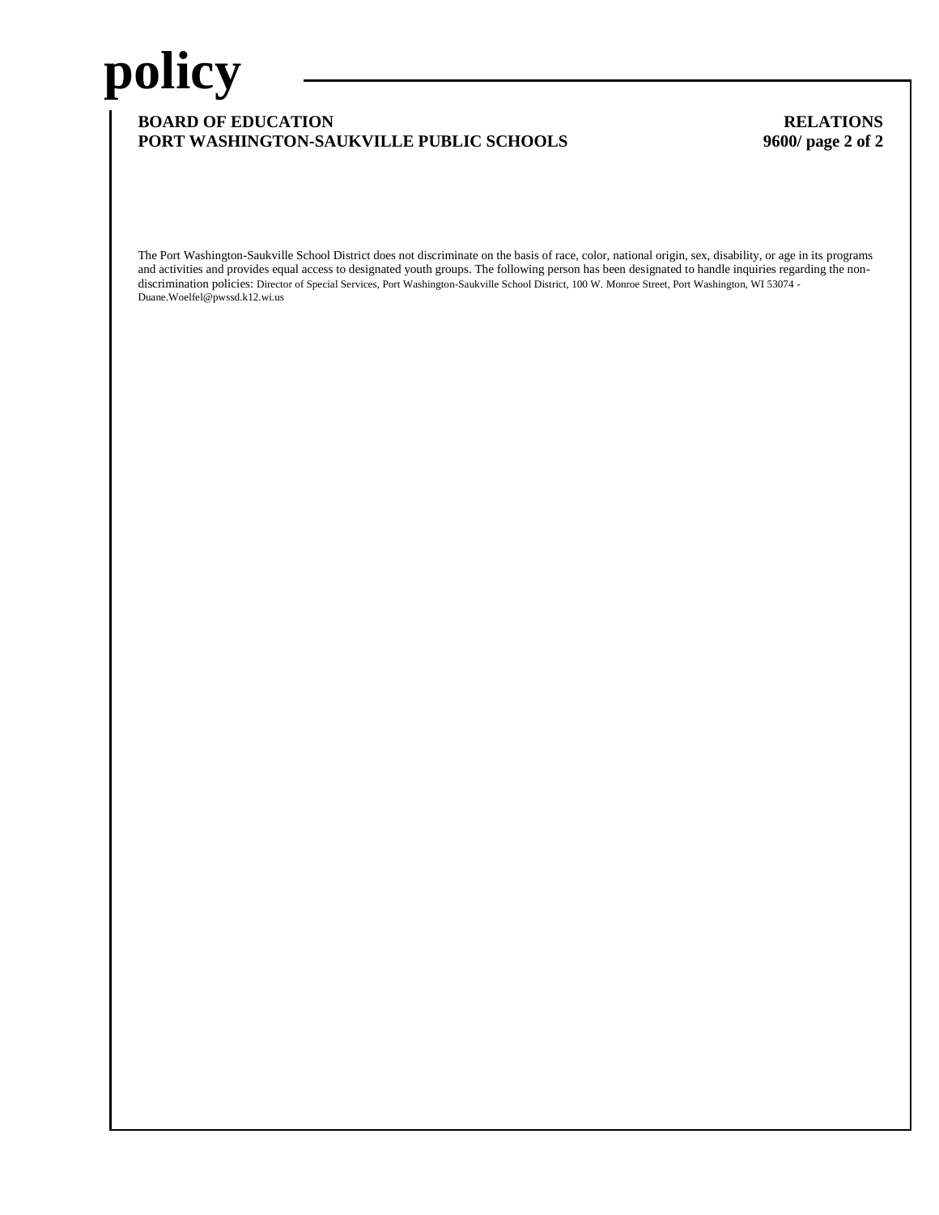The Port Washington-Saukville School District does not discriminate on the basis of race, color, national origin, sex, disability, or age in its programs and activities and provides equal access to designated youth groups. The following person has been designated to handle inquiries regarding the non-discrimination policies: Director of Special Services, Port Washington-Saukville School District, 100 W. Monroe Street, Port Washington, WI 53074 - Duane.Woelfel@pwssd.k12.wi.us